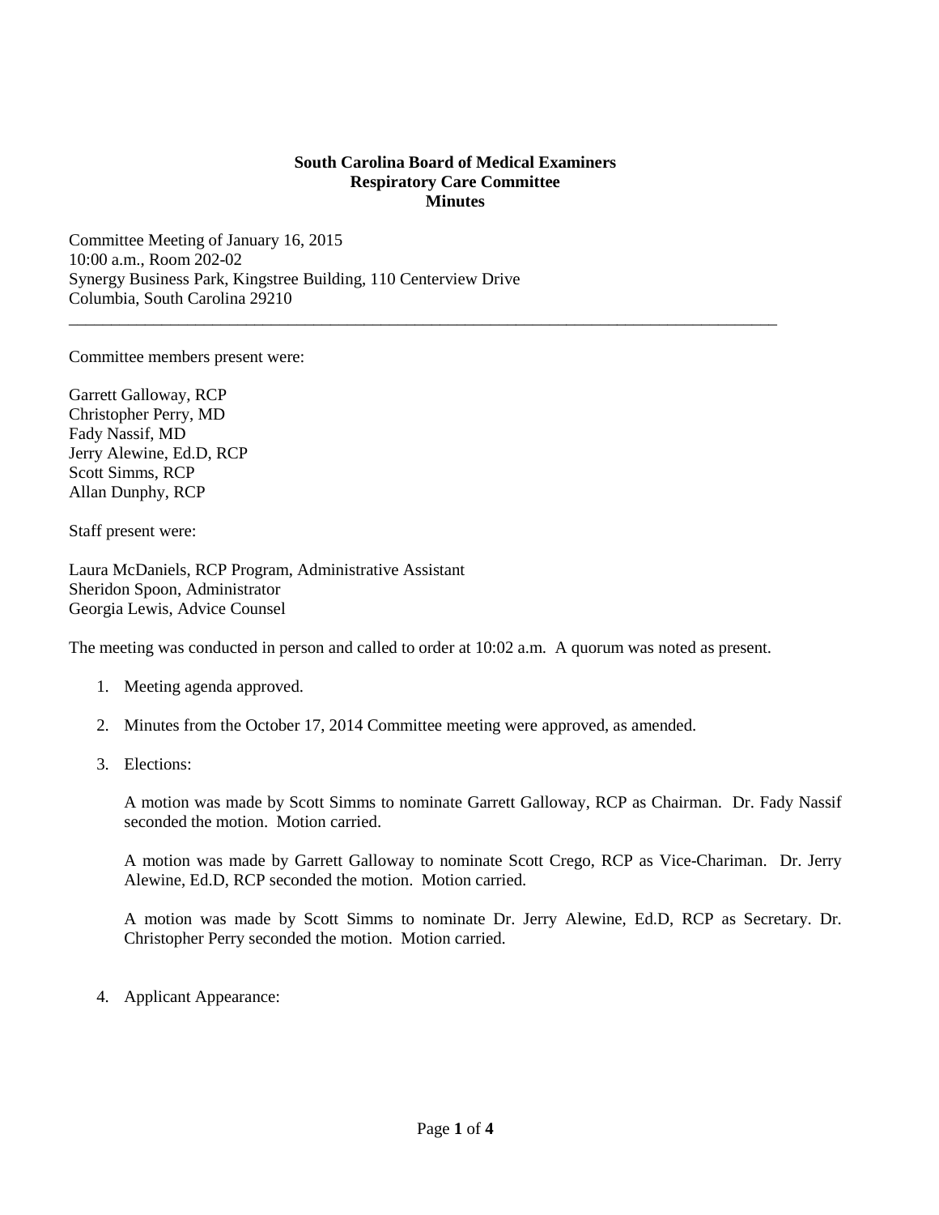**South Carolina Board of Medical Examiners**
**Respiratory Care Committee**
**Minutes**

Committee Meeting of January 16, 2015
10:00 a.m., Room 202-02
Synergy Business Park, Kingstree Building, 110 Centerview Drive
Columbia, South Carolina 29210

---

Committee members present were:

Garrett Galloway, RCP
Christopher Perry, MD
Fady Nassif, MD
Jerry Alewine, Ed.D, RCP
Scott Simms, RCP
Allan Dunphy, RCP

Staff present were:

Laura McDaniels, RCP Program, Administrative Assistant
Sheridon Spoon, Administrator
Georgia Lewis, Advice Counsel

The meeting was conducted in person and called to order at 10:02 a.m. A quorum was noted as present.

1. Meeting agenda approved.

2. Minutes from the October 17, 2014 Committee meeting were approved, as amended.

3. Elections:

   A motion was made by Scott Simms to nominate Garrett Galloway, RCP as Chairman. Dr. Fady Nassif seconded the motion. Motion carried.

   A motion was made by Garrett Galloway to nominate Scott Crego, RCP as Vice-Chariman. Dr. Jerry Alewine, Ed.D, RCP seconded the motion. Motion carried.

   A motion was made by Scott Simms to nominate Dr. Jerry Alewine, Ed.D, RCP as Secretary. Dr. Christopher Perry seconded the motion. Motion carried.

4. Applicant Appearance: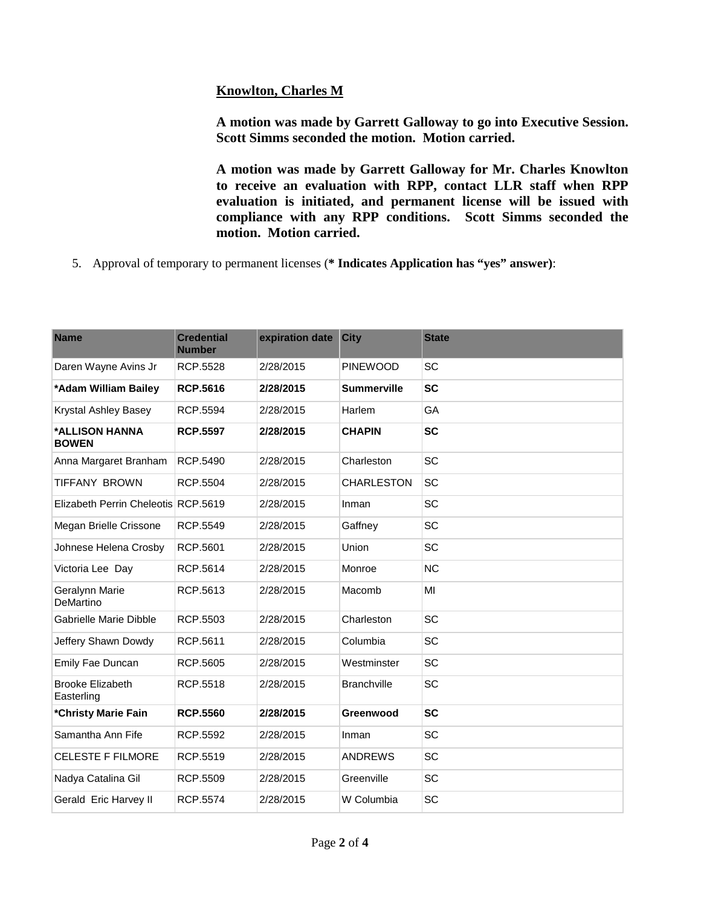**Knowlton, Charles M**

**A motion was made by Garrett Galloway to go into Executive Session. Scott Simms seconded the motion. Motion carried.**

**A motion was made by Garrett Galloway for Mr. Charles Knowlton to receive an evaluation with RPP, contact LLR staff when RPP evaluation is initiated, and permanent license will be issued with compliance with any RPP conditions. Scott Simms seconded the motion. Motion carried.**

5. Approval of temporary to permanent licenses (**\* Indicates Application has "yes" answer)**:

| Name | Credential Number | expiration date | City | State |
|---|---|---|---|---|
| Daren Wayne Avins Jr | RCP.5528 | 2/28/2015 | PINEWOOD | SC |
| **\*Adam William Bailey** | **RCP.5616** | **2/28/2015** | **Summerville** | **SC** |
| Krystal Ashley Basey | RCP.5594 | 2/28/2015 | Harlem | GA |
| **\*ALLISON HANNA BOWEN** | **RCP.5597** | **2/28/2015** | **CHAPIN** | **SC** |
| Anna Margaret Branham | RCP.5490 | 2/28/2015 | Charleston | SC |
| TIFFANY BROWN | RCP.5504 | 2/28/2015 | CHARLESTON | SC |
| Elizabeth Perrin Cheleotis | RCP.5619 | 2/28/2015 | Inman | SC |
| Megan Brielle Crissone | RCP.5549 | 2/28/2015 | Gaffney | SC |
| Johnese Helena Crosby | RCP.5601 | 2/28/2015 | Union | SC |
| Victoria Lee Day | RCP.5614 | 2/28/2015 | Monroe | NC |
| Geralynn Marie DeMartino | RCP.5613 | 2/28/2015 | Macomb | MI |
| Gabrielle Marie Dibble | RCP.5503 | 2/28/2015 | Charleston | SC |
| Jeffery Shawn Dowdy | RCP.5611 | 2/28/2015 | Columbia | SC |
| Emily Fae Duncan | RCP.5605 | 2/28/2015 | Westminster | SC |
| Brooke Elizabeth Easterling | RCP.5518 | 2/28/2015 | Branchville | SC |
| **\*Christy Marie Fain** | **RCP.5560** | **2/28/2015** | **Greenwood** | **SC** |
| Samantha Ann Fife | RCP.5592 | 2/28/2015 | Inman | SC |
| CELESTE F FILMORE | RCP.5519 | 2/28/2015 | ANDREWS | SC |
| Nadya Catalina Gil | RCP.5509 | 2/28/2015 | Greenville | SC |
| Gerald Eric Harvey II | RCP.5574 | 2/28/2015 | W Columbia | SC |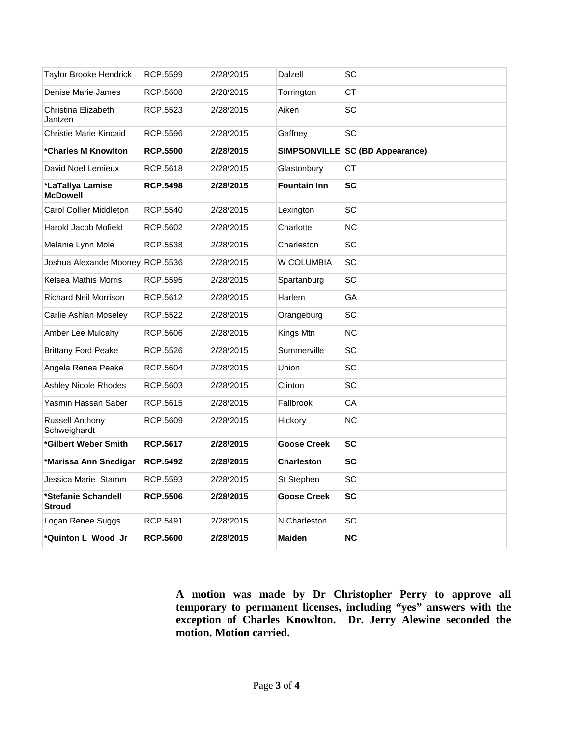| | | | | |
|---|---|---|---|---|
| Taylor Brooke Hendrick | RCP.5599 | 2/28/2015 | Dalzell | SC |
| Denise Marie James | RCP.5608 | 2/28/2015 | Torrington | CT |
| Christina Elizabeth Jantzen | RCP.5523 | 2/28/2015 | Aiken | SC |
| Christie Marie Kincaid | RCP.5596 | 2/28/2015 | Gaffney | SC |
| **\*Charles M Knowlton** | **RCP.5500** | **2/28/2015** | **SIMPSONVILLE** | **SC (BD Appearance)** |
| David Noel Lemieux | RCP.5618 | 2/28/2015 | Glastonbury | CT |
| **\*LaTallya Lamise McDowell** | **RCP.5498** | **2/28/2015** | **Fountain Inn** | **SC** |
| Carol Collier Middleton | RCP.5540 | 2/28/2015 | Lexington | SC |
| Harold Jacob Mofield | RCP.5602 | 2/28/2015 | Charlotte | NC |
| Melanie Lynn Mole | RCP.5538 | 2/28/2015 | Charleston | SC |
| Joshua Alexande Mooney | RCP.5536 | 2/28/2015 | W COLUMBIA | SC |
| Kelsea Mathis Morris | RCP.5595 | 2/28/2015 | Spartanburg | SC |
| Richard Neil Morrison | RCP.5612 | 2/28/2015 | Harlem | GA |
| Carlie Ashlan Moseley | RCP.5522 | 2/28/2015 | Orangeburg | SC |
| Amber Lee Mulcahy | RCP.5606 | 2/28/2015 | Kings Mtn | NC |
| Brittany Ford Peake | RCP.5526 | 2/28/2015 | Summerville | SC |
| Angela Renea Peake | RCP.5604 | 2/28/2015 | Union | SC |
| Ashley Nicole Rhodes | RCP.5603 | 2/28/2015 | Clinton | SC |
| Yasmin Hassan Saber | RCP.5615 | 2/28/2015 | Fallbrook | CA |
| Russell Anthony Schweighardt | RCP.5609 | 2/28/2015 | Hickory | NC |
| **\*Gilbert Weber Smith** | **RCP.5617** | **2/28/2015** | **Goose Creek** | **SC** |
| **\*Marissa Ann Snedigar** | **RCP.5492** | **2/28/2015** | **Charleston** | **SC** |
| Jessica Marie Stamm | RCP.5593 | 2/28/2015 | St Stephen | SC |
| **\*Stefanie Schandell Stroud** | **RCP.5506** | **2/28/2015** | **Goose Creek** | **SC** |
| Logan Renee Suggs | RCP.5491 | 2/28/2015 | N Charleston | SC |
| **\*Quinton L Wood Jr** | **RCP.5600** | **2/28/2015** | **Maiden** | **NC** |

**A motion was made by Dr Christopher Perry to approve all temporary to permanent licenses, including "yes" answers with the exception of Charles Knowlton. Dr. Jerry Alewine seconded the motion. Motion carried.**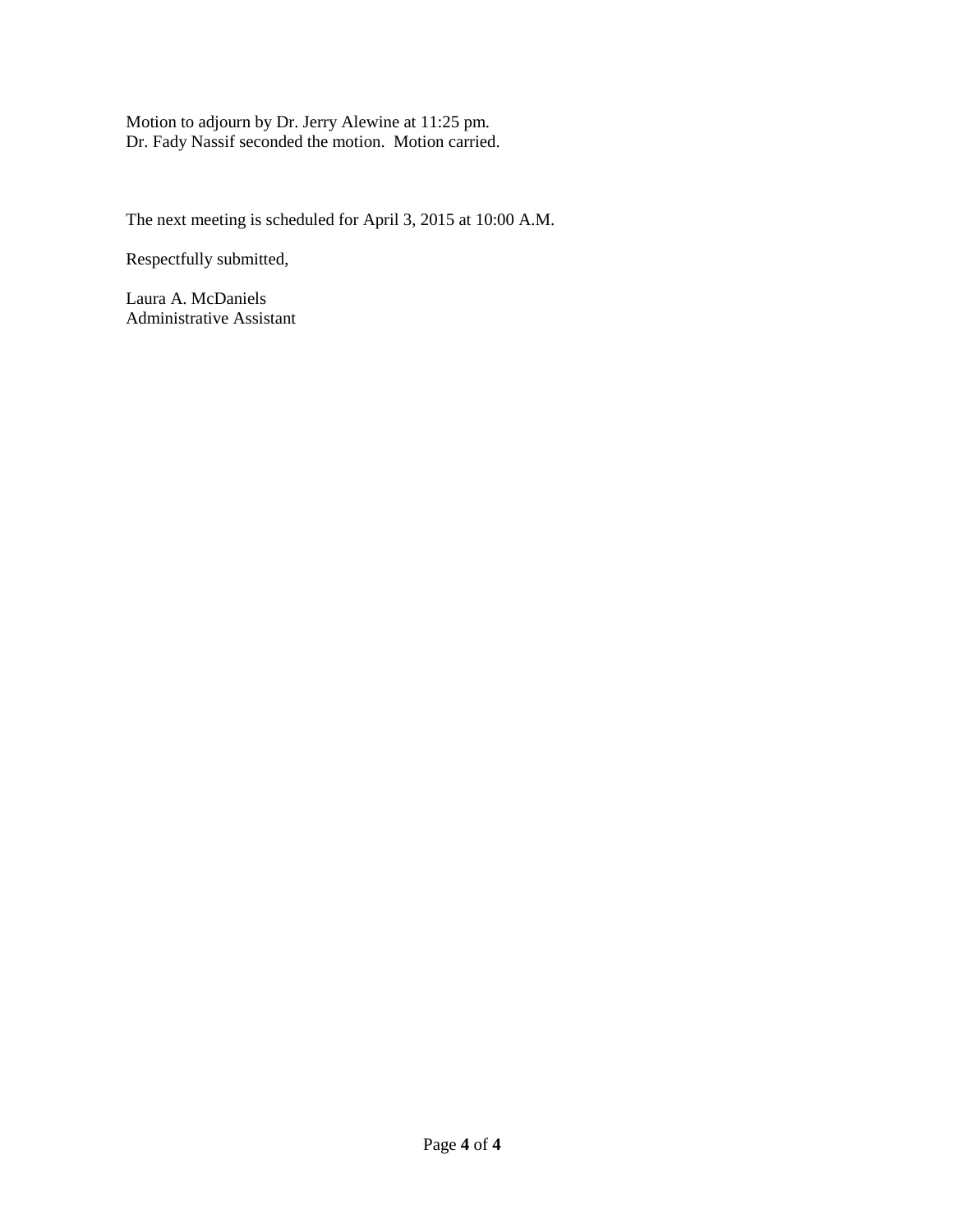Motion to adjourn by Dr. Jerry Alewine at 11:25 pm.
Dr. Fady Nassif seconded the motion. Motion carried.

The next meeting is scheduled for April 3, 2015 at 10:00 A.M.

Respectfully submitted,

Laura A. McDaniels
Administrative Assistant